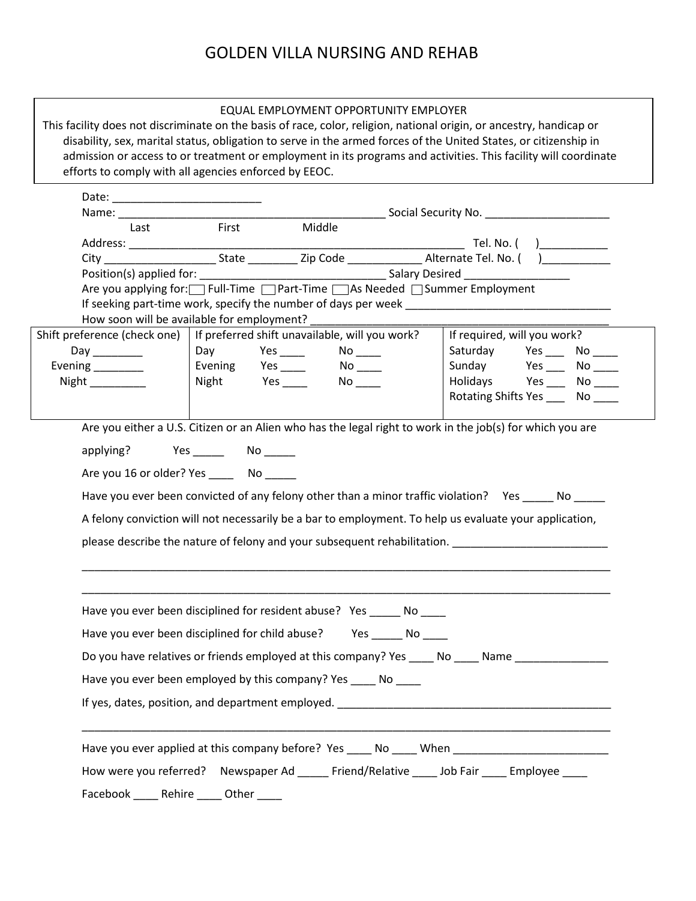# GOLDEN VILLA NURSING AND REHAB

EQUAL EMPLOYMENT OPPORTUNITY EMPLOYER

This facility does not discriminate on the basis of race, color, religion, national origin, or ancestry, handicap or disability, sex, marital status, obligation to serve in the armed forces of the United States, or citizenship in admission or access to or treatment or employment in its programs and activities. This facility will coordinate efforts to comply with all agencies enforced by EEOC.

Date: ________________________

Name: ____________________________________________ Social Security No. ____________________

Last First Middle

Address: _______________________________________________________ Tel. No. ( )___________

City __________________ State ________ Zip Code ____________ Alternate Tel. No. ( )___________

Position(s) applied for: ______________________________ Salary Desired _________________

Are you applying for: ☐ Full-Time ☐ Part-Time ☐ As Needed ☐ Summer Employment

If seeking part-time work, specify the number of days per week _________________________________

How soon will be available for employment? ________________________________________________

| Shift preference (check one) | If preferred shift unavailable, will you work? | If required, will you work? |
|---|---|---|
| Day ________ | Day Yes ____ No ____ | Saturday Yes ___ No ____ |
| Evening ________ | Evening Yes ____ No ____ | Sunday Yes ___ No ____ |
| Night _________ | Night Yes ____ No ____ | Holidays Yes ___ No ____ |
| | | Rotating Shifts Yes ___ No ____ |

Are you either a U.S. Citizen or an Alien who has the legal right to work in the job(s) for which you are applying? Yes _____ No _____

Are you 16 or older? Yes ____ No _____

Have you ever been convicted of any felony other than a minor traffic violation? Yes _____ No _____

A felony conviction will not necessarily be a bar to employment. To help us evaluate your application, please describe the nature of felony and your subsequent rehabilitation. ________________________

______________________________________________________________________________________

______________________________________________________________________________________

Have you ever been disciplined for resident abuse? Yes _____ No ____

Have you ever been disciplined for child abuse? Yes _____ No ____

Do you have relatives or friends employed at this company? Yes ____ No ____ Name _______________

Have you ever been employed by this company? Yes ____ No ____

If yes, dates, position, and department employed. ______________________________________________

______________________________________________________________________________________

Have you ever applied at this company before? Yes ____ No ____ When _________________________

How were you referred? Newspaper Ad _____ Friend/Relative ____ Job Fair ____ Employee ____ Facebook ____ Rehire ____ Other ____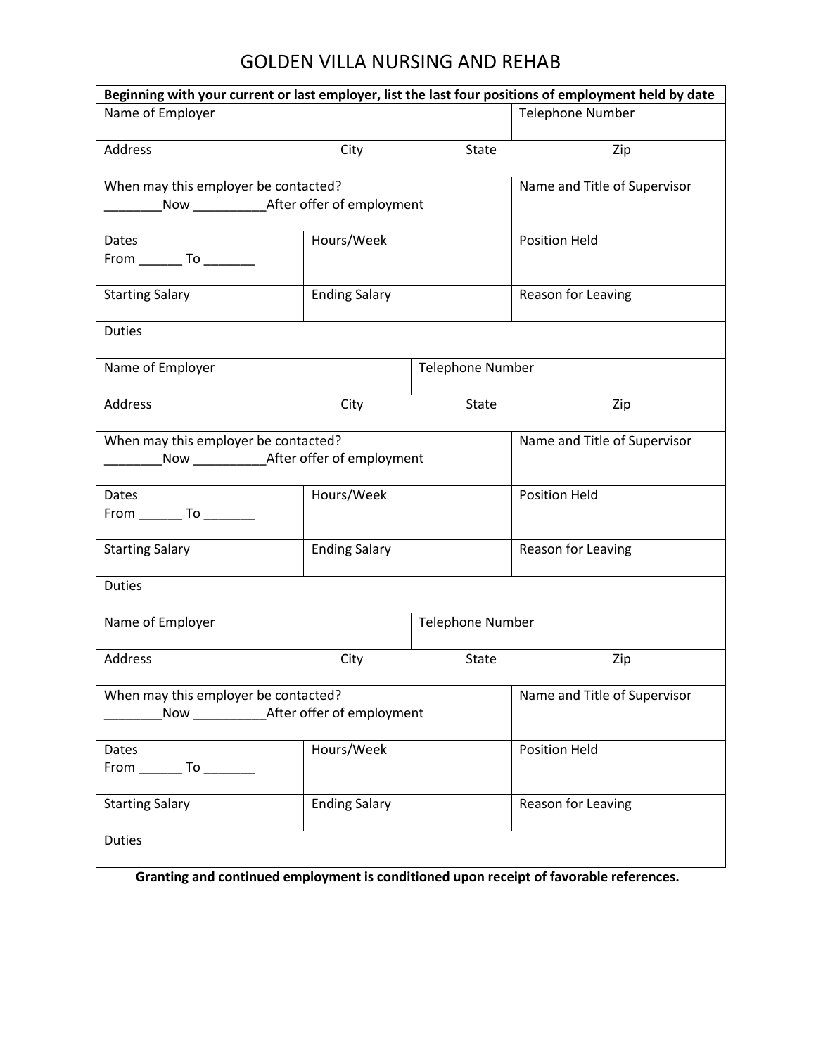# GOLDEN VILLA NURSING AND REHAB

**Beginning with your current or last employer, list the last four positions of employment held by date**

| Name of Employer | | | Telephone Number |
|---|---|---|---|
| Address | City | State | Zip |
| When may this employer be contacted?<br>________Now __________After offer of employment | | | Name and Title of Supervisor |
| Dates<br>From ______ To _______ | Hours/Week | | Position Held |
| Starting Salary | Ending Salary | | Reason for Leaving |
| Duties | | | |

| Name of Employer | | Telephone Number | |
|---|---|---|---|
| Address | City | State | Zip |
| When may this employer be contacted?<br>________Now __________After offer of employment | | | Name and Title of Supervisor |
| Dates<br>From ______ To _______ | Hours/Week | | Position Held |
| Starting Salary | Ending Salary | | Reason for Leaving |
| Duties | | | |

| Name of Employer | | Telephone Number | |
|---|---|---|---|
| Address | City | State | Zip |
| When may this employer be contacted?<br>________Now __________After offer of employment | | | Name and Title of Supervisor |
| Dates<br>From ______ To _______ | Hours/Week | | Position Held |
| Starting Salary | Ending Salary | | Reason for Leaving |
| Duties | | | |

**Granting and continued employment is conditioned upon receipt of favorable references.**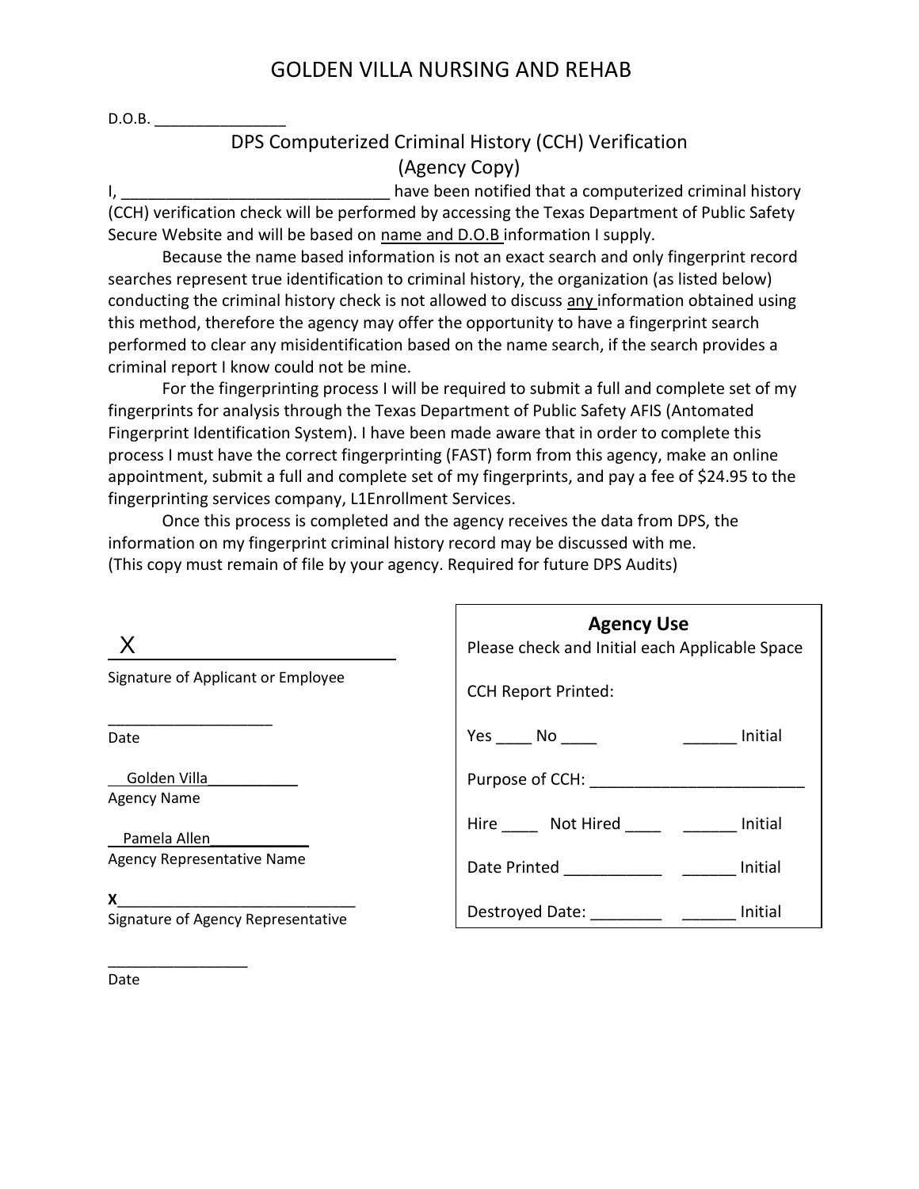# GOLDEN VILLA NURSING AND REHAB

D.O.B. _______________

## DPS Computerized Criminal History (CCH) Verification
## (Agency Copy)

I, ______________________________ have been notified that a computerized criminal history (CCH) verification check will be performed by accessing the Texas Department of Public Safety Secure Website and will be based on name and D.O.B information I supply.

Because the name based information is not an exact search and only fingerprint record searches represent true identification to criminal history, the organization (as listed below) conducting the criminal history check is not allowed to discuss any information obtained using this method, therefore the agency may offer the opportunity to have a fingerprint search performed to clear any misidentification based on the name search, if the search provides a criminal report I know could not be mine.

For the fingerprinting process I will be required to submit a full and complete set of my fingerprints for analysis through the Texas Department of Public Safety AFIS (Antomated Fingerprint Identification System). I have been made aware that in order to complete this process I must have the correct fingerprinting (FAST) form from this agency, make an online appointment, submit a full and complete set of my fingerprints, and pay a fee of $24.95 to the fingerprinting services company, L1Enrollment Services.

Once this process is completed and the agency receives the data from DPS, the information on my fingerprint criminal history record may be discussed with me.
(This copy must remain of file by your agency. Required for future DPS Audits)

X___________________________
Signature of Applicant or Employee

___________________
Date

Golden Villa___________
Agency Name

Pamela Allen___________
Agency Representative Name

X___________________________
Signature of Agency Representative

________________
Date

**Agency Use**
Please check and Initial each Applicable Space

CCH Report Printed:

Yes ____ No ____ ______ Initial

Purpose of CCH: ________________________

Hire ____ Not Hired ____ ______ Initial

Date Printed ___________ ______ Initial

Destroyed Date: ________ ______ Initial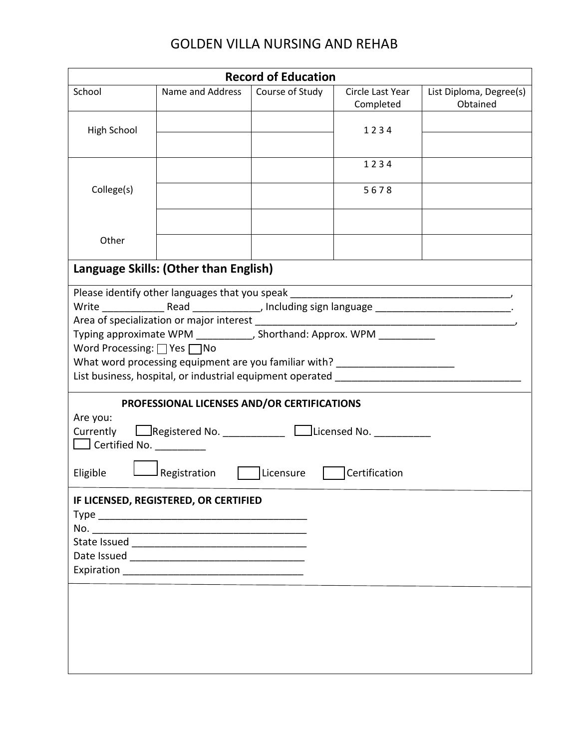# GOLDEN VILLA NURSING AND REHAB

## Record of Education

| School | Name and Address | Course of Study | Circle Last Year Completed | List Diploma, Degree(s) Obtained |
|---|---|---|---|---|
| High School | | | 1 2 3 4 | |
| | | | | |
| College(s) | | | 1 2 3 4 | |
| | | | 5 6 7 8 | |
| | | | | |
| Other | | | | |

## Language Skills: (Other than English)

Please identify other languages that you speak ________________________________________,
Write ___________ Read ____________, Including sign language _________________________.
Area of specialization or major interest ________________________________________________,
Typing approximate WPM __________, Shorthand: Approx. WPM __________
Word Processing: ☐ Yes ☐ No
What word processing equipment are you familiar with? _____________________
List business, hospital, or industrial equipment operated _________________________________

### PROFESSIONAL LICENSES AND/OR CERTIFICATIONS

Are you:
Currently ☐ Registered No. ___________ ☐ Licensed No. __________
☐ Certified No. _________

Eligible ☐ Registration ☐ Licensure ☐ Certification

### IF LICENSED, REGISTERED, OR CERTIFIED

Type _____________________________________
No. ______________________________________
State Issued _______________________________
Date Issued _______________________________
Expiration ________________________________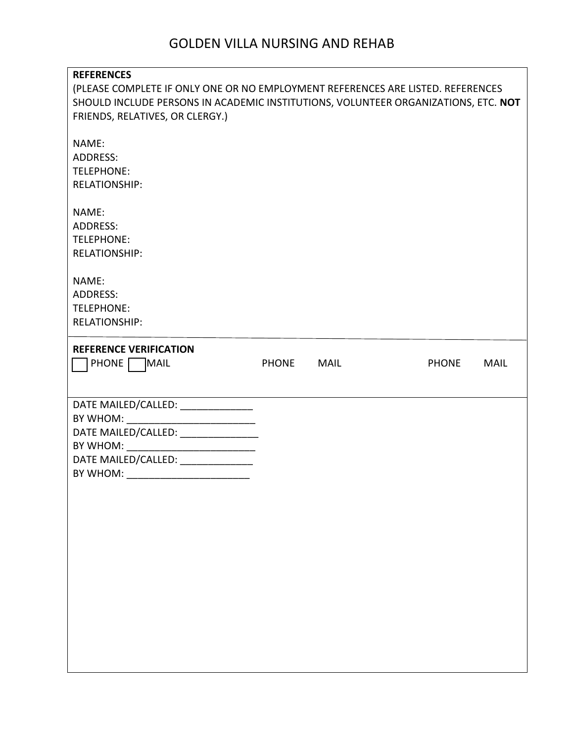# GOLDEN VILLA NURSING AND REHAB

**REFERENCES**
(PLEASE COMPLETE IF ONLY ONE OR NO EMPLOYMENT REFERENCES ARE LISTED. REFERENCES SHOULD INCLUDE PERSONS IN ACADEMIC INSTITUTIONS, VOLUNTEER ORGANIZATIONS, ETC. **NOT** FRIENDS, RELATIVES, OR CLERGY.)

NAME:
ADDRESS:
TELEPHONE:
RELATIONSHIP:

NAME:
ADDRESS:
TELEPHONE:
RELATIONSHIP:

NAME:
ADDRESS:
TELEPHONE:
RELATIONSHIP:

**REFERENCE VERIFICATION**

☐ PHONE ☐ MAIL PHONE MAIL PHONE MAIL

DATE MAILED/CALLED: _____________
BY WHOM: ________________________
DATE MAILED/CALLED: ______________
BY WHOM: ________________________
DATE MAILED/CALLED: _____________
BY WHOM: _______________________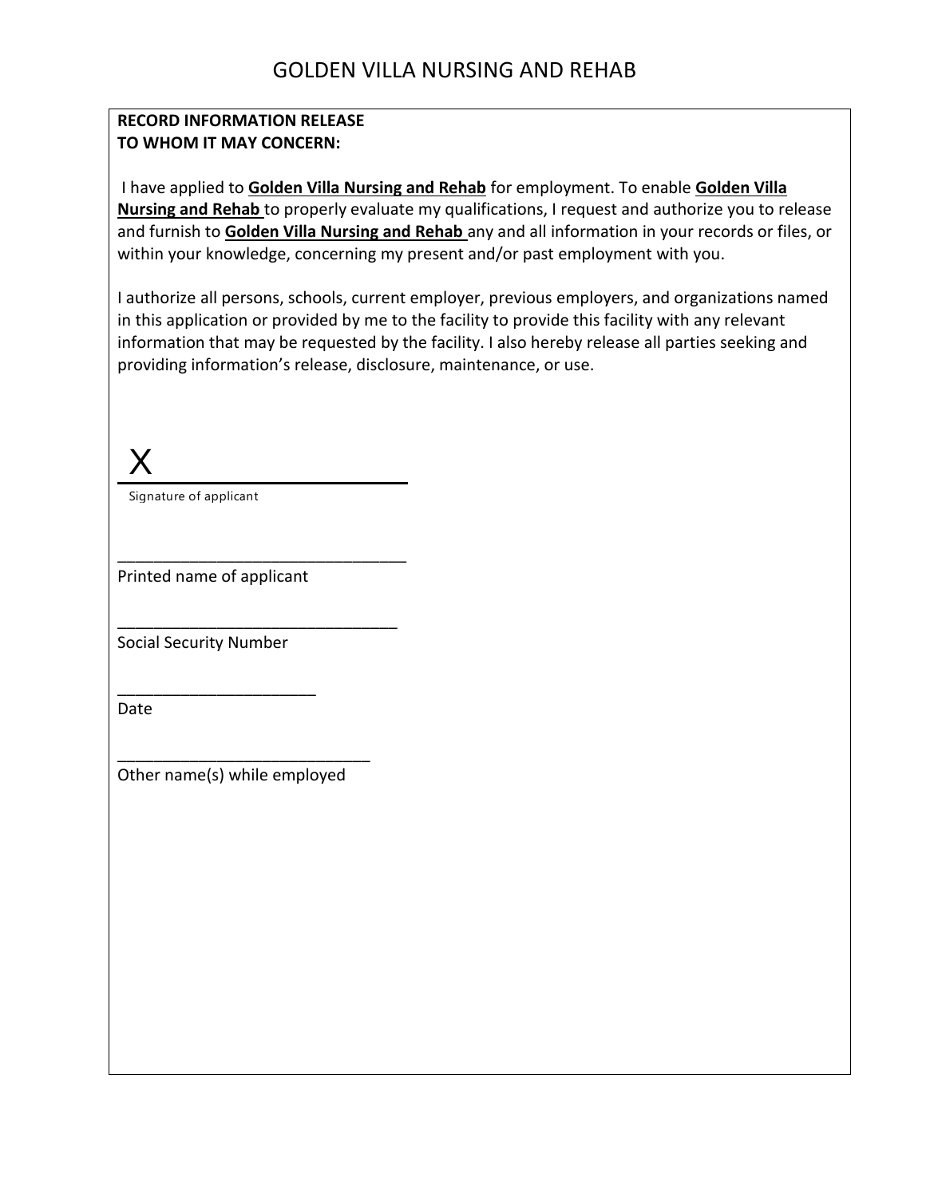# GOLDEN VILLA NURSING AND REHAB

**RECORD INFORMATION RELEASE**
**TO WHOM IT MAY CONCERN:**

I have applied to **Golden Villa Nursing and Rehab** for employment. To enable **Golden Villa Nursing and Rehab** to properly evaluate my qualifications, I request and authorize you to release and furnish to **Golden Villa Nursing and Rehab** any and all information in your records or files, or within your knowledge, concerning my present and/or past employment with you.

I authorize all persons, schools, current employer, previous employers, and organizations named in this application or provided by me to the facility to provide this facility with any relevant information that may be requested by the facility. I also hereby release all parties seeking and providing information's release, disclosure, maintenance, or use.

X ______________________________
Signature of applicant

________________________________
Printed name of applicant

_______________________________
Social Security Number

______________________
Date

____________________________
Other name(s) while employed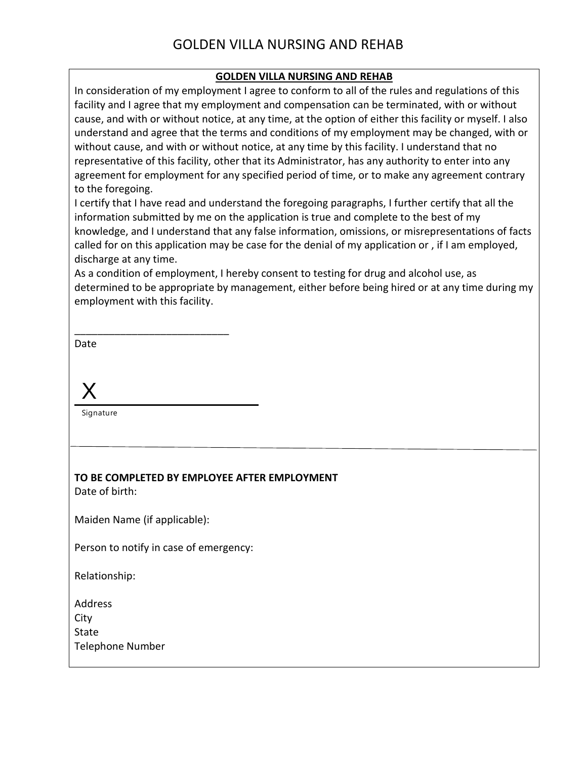# GOLDEN VILLA NURSING AND REHAB

**GOLDEN VILLA NURSING AND REHAB**

In consideration of my employment I agree to conform to all of the rules and regulations of this facility and I agree that my employment and compensation can be terminated, with or without cause, and with or without notice, at any time, at the option of either this facility or myself. I also understand and agree that the terms and conditions of my employment may be changed, with or without cause, and with or without notice, at any time by this facility. I understand that no representative of this facility, other that its Administrator, has any authority to enter into any agreement for employment for any specified period of time, or to make any agreement contrary to the foregoing.

I certify that I have read and understand the foregoing paragraphs, I further certify that all the information submitted by me on the application is true and complete to the best of my knowledge, and I understand that any false information, omissions, or misrepresentations of facts called for on this application may be case for the denial of my application or , if I am employed, discharge at any time.

As a condition of employment, I hereby consent to testing for drug and alcohol use, as determined to be appropriate by management, either before being hired or at any time during my employment with this facility.

___________________________

Date

X ___________________________

Signature

---

**TO BE COMPLETED BY EMPLOYEE AFTER EMPLOYMENT**

Date of birth:

Maiden Name (if applicable):

Person to notify in case of emergency:

Relationship:

Address
City
State
Telephone Number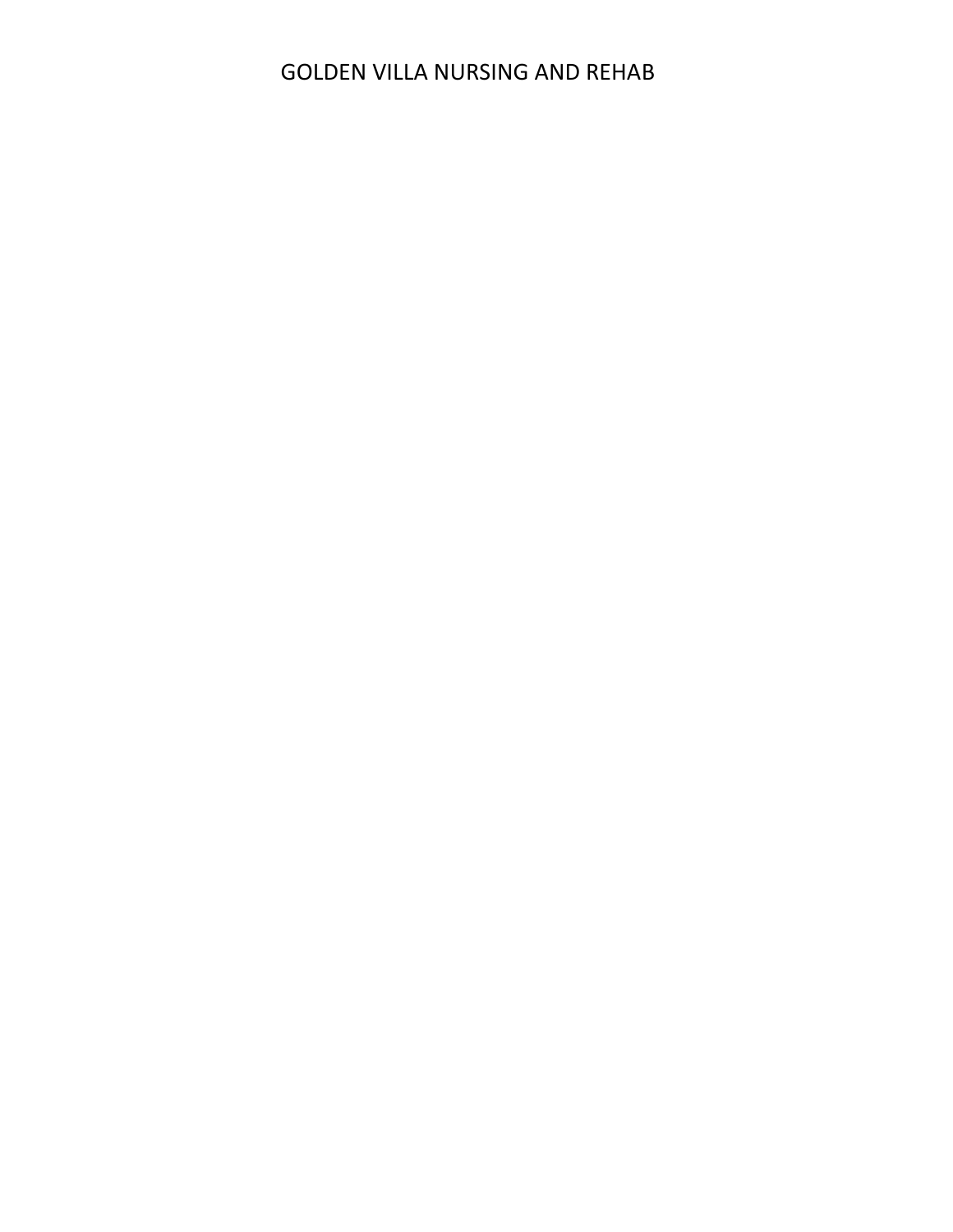GOLDEN VILLA NURSING AND REHAB